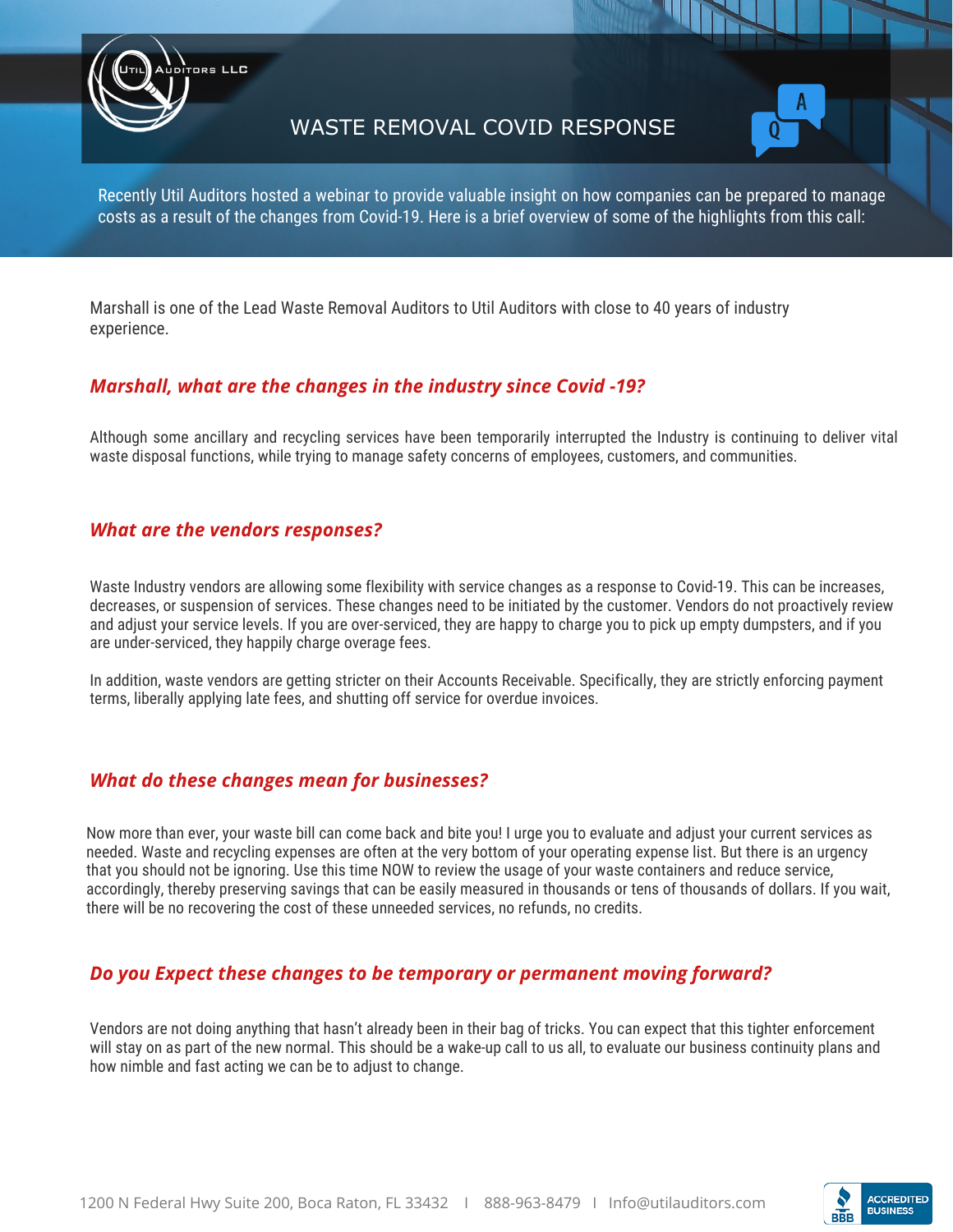Util Auditors LLC

# WASTE REMOVAL COVID RESPONSE

Recently Util Auditors hosted a webinar to provide valuable insight on how companies can be prepared to manage costs as a result of the changes from Covid-19. Here is a brief overview of some of the highlights from this call:

Marshall is one of the Lead Waste Removal Auditors to Util Auditors with close to 40 years of industry experience.

### *Marshall, what are the changes in the industry since Covid -19?*

Although some ancillary and recycling services have been temporarily interrupted the Industry is continuing to deliver vital waste disposal functions, while trying to manage safety concerns of employees, customers, and communities.

### *What are the vendors responses?*

Waste Industry vendors are allowing some flexibility with service changes as a response to Covid-19. This can be increases, decreases, or suspension of services. These changes need to be initiated by the customer. Vendors do not proactively review and adjust your service levels. If you are over-serviced, they are happy to charge you to pick up empty dumpsters, and if you are under-serviced, they happily charge overage fees.

In addition, waste vendors are getting stricter on their Accounts Receivable. Specifically, they are strictly enforcing payment terms, liberally applying late fees, and shutting off service for overdue invoices.

### *What do these changes mean for businesses?*

Now more than ever, your waste bill can come back and bite you! I urge you to evaluate and adjust your current services as needed. Waste and recycling expenses are often at the very bottom of your operating expense list. But there is an urgency that you should not be ignoring. Use this time NOW to review the usage of your waste containers and reduce service, accordingly, thereby preserving savings that can be easily measured in thousands or tens of thousands of dollars. If you wait, there will be no recovering the cost of these unneeded services, no refunds, no credits.

### *Do you Expect these changes to be temporary or permanent moving forward?*

Vendors are not doing anything that hasn't already been in their bag of tricks. You can expect that this tighter enforcement will stay on as part of the new normal. This should be a wake-up call to us all, to evaluate our business continuity plans and how nimble and fast acting we can be to adjust to change.

1200 N Federal Hwy Suite 200, Boca Raton, FL 33432 I 888-963-8479 I Info@utilauditors.com

BBB ACCREDITED BUSINESS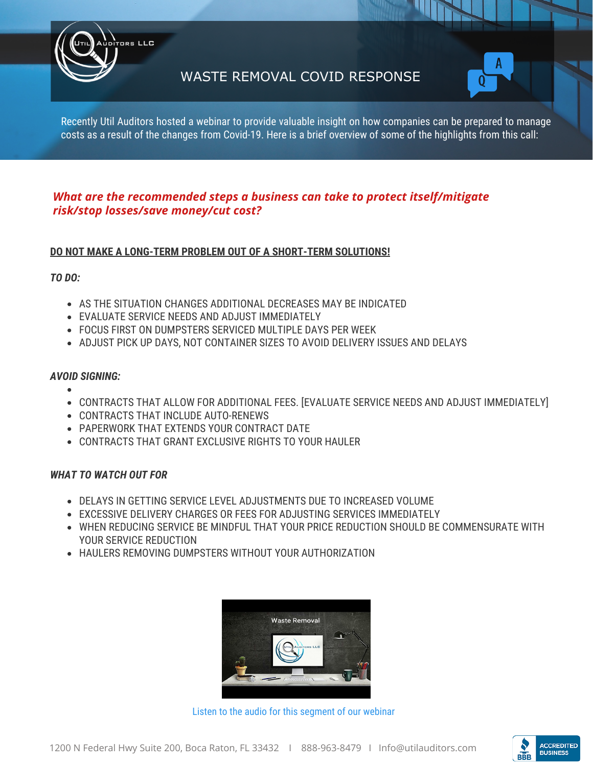# WASTE REMOVAL COVID RESPONSE

Recently Util Auditors hosted a webinar to provide valuable insight on how companies can be prepared to manage costs as a result of the changes from Covid-19. Here is a brief overview of some of the highlights from this call:

***What are the recommended steps a business can take to protect itself/mitigate risk/stop losses/save money/cut cost?***

**DO NOT MAKE A LONG-TERM PROBLEM OUT OF A SHORT-TERM SOLUTIONS!**

***TO DO:***

- AS THE SITUATION CHANGES ADDITIONAL DECREASES MAY BE INDICATED
- EVALUATE SERVICE NEEDS AND ADJUST IMMEDIATELY
- FOCUS FIRST ON DUMPSTERS SERVICED MULTIPLE DAYS PER WEEK
- ADJUST PICK UP DAYS, NOT CONTAINER SIZES TO AVOID DELIVERY ISSUES AND DELAYS

***AVOID SIGNING:***

- CONTRACTS THAT ALLOW FOR ADDITIONAL FEES. [EVALUATE SERVICE NEEDS AND ADJUST IMMEDIATELY]
- CONTRACTS THAT INCLUDE AUTO-RENEWS
- PAPERWORK THAT EXTENDS YOUR CONTRACT DATE
- CONTRACTS THAT GRANT EXCLUSIVE RIGHTS TO YOUR HAULER

***WHAT TO WATCH OUT FOR***

- DELAYS IN GETTING SERVICE LEVEL ADJUSTMENTS DUE TO INCREASED VOLUME
- EXCESSIVE DELIVERY CHARGES OR FEES FOR ADJUSTING SERVICES IMMEDIATELY
- WHEN REDUCING SERVICE BE MINDFUL THAT YOUR PRICE REDUCTION SHOULD BE COMMENSURATE WITH YOUR SERVICE REDUCTION
- HAULERS REMOVING DUMPSTERS WITHOUT YOUR AUTHORIZATION

Listen to the audio for this segment of our webinar

1200 N Federal Hwy Suite 200, Boca Raton, FL 33432 | 888-963-8479 | Info@utilauditors.com